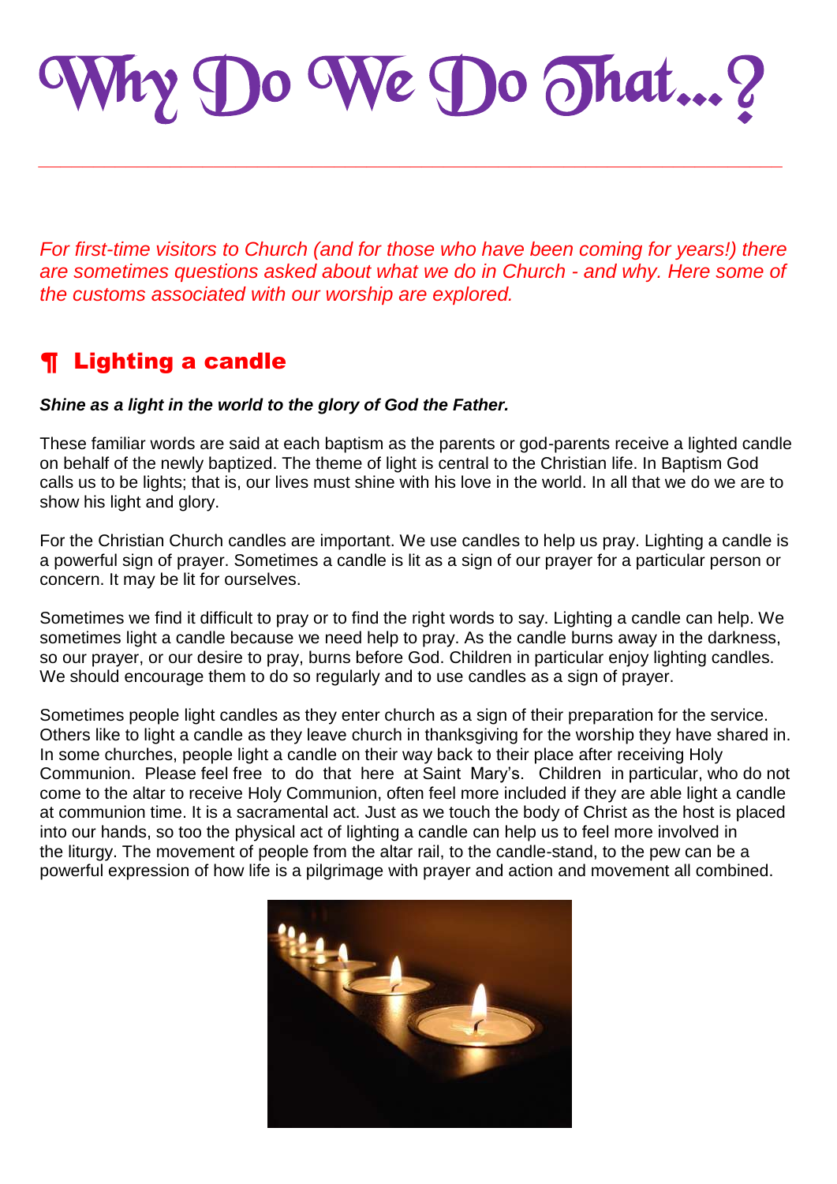# Why Do We Do That...?

*For first-time visitors to Church (and for those who have been coming for years!) there are sometimes questions asked about what we do in Church - and why. Here some of the customs associated with our worship are explored.*

## ¶ Lighting a candle

***Shine as a light in the world to the glory of God the Father.***

These familiar words are said at each baptism as the parents or god-parents receive a lighted candle on behalf of the newly baptized. The theme of light is central to the Christian life. In Baptism God calls us to be lights; that is, our lives must shine with his love in the world. In all that we do we are to show his light and glory.

For the Christian Church candles are important. We use candles to help us pray. Lighting a candle is a powerful sign of prayer. Sometimes a candle is lit as a sign of our prayer for a particular person or concern. It may be lit for ourselves.

Sometimes we find it difficult to pray or to find the right words to say. Lighting a candle can help. We sometimes light a candle because we need help to pray. As the candle burns away in the darkness, so our prayer, or our desire to pray, burns before God. Children in particular enjoy lighting candles. We should encourage them to do so regularly and to use candles as a sign of prayer.

Sometimes people light candles as they enter church as a sign of their preparation for the service. Others like to light a candle as they leave church in thanksgiving for the worship they have shared in. In some churches, people light a candle on their way back to their place after receiving Holy Communion. Please feel free to do that here at Saint Mary's. Children in particular, who do not come to the altar to receive Holy Communion, often feel more included if they are able light a candle at communion time. It is a sacramental act. Just as we touch the body of Christ as the host is placed into our hands, so too the physical act of lighting a candle can help us to feel more involved in the liturgy. The movement of people from the altar rail, to the candle-stand, to the pew can be a powerful expression of how life is a pilgrimage with prayer and action and movement all combined.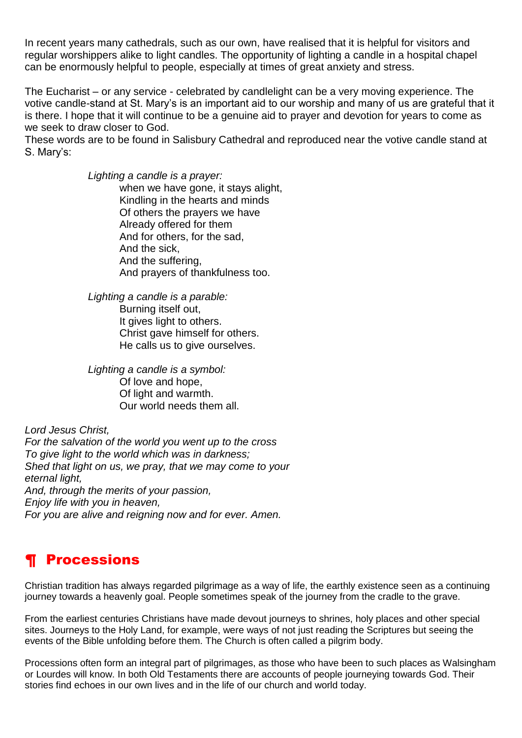In recent years many cathedrals, such as our own, have realised that it is helpful for visitors and regular worshippers alike to light candles. The opportunity of lighting a candle in a hospital chapel can be enormously helpful to people, especially at times of great anxiety and stress.

The Eucharist – or any service - celebrated by candlelight can be a very moving experience. The votive candle-stand at St. Mary's is an important aid to our worship and many of us are grateful that it is there. I hope that it will continue to be a genuine aid to prayer and devotion for years to come as we seek to draw closer to God.
These words are to be found in Salisbury Cathedral and reproduced near the votive candle stand at S. Mary's:

*Lighting a candle is a prayer:*
when we have gone, it stays alight,
Kindling in the hearts and minds
Of others the prayers we have
Already offered for them
And for others, for the sad,
And the sick,
And the suffering,
And prayers of thankfulness too.

*Lighting a candle is a parable:*
Burning itself out,
It gives light to others.
Christ gave himself for others.
He calls us to give ourselves.

*Lighting a candle is a symbol:*
Of love and hope,
Of light and warmth.
Our world needs them all.

*Lord Jesus Christ,*
*For the salvation of the world you went up to the cross*
*To give light to the world which was in darkness;*
*Shed that light on us, we pray, that we may come to your eternal light,*
*And, through the merits of your passion,*
*Enjoy life with you in heaven,*
*For you are alive and reigning now and for ever. Amen.*

## ¶ Processions

Christian tradition has always regarded pilgrimage as a way of life, the earthly existence seen as a continuing journey towards a heavenly goal. People sometimes speak of the journey from the cradle to the grave.

From the earliest centuries Christians have made devout journeys to shrines, holy places and other special sites. Journeys to the Holy Land, for example, were ways of not just reading the Scriptures but seeing the events of the Bible unfolding before them. The Church is often called a pilgrim body.

Processions often form an integral part of pilgrimages, as those who have been to such places as Walsingham or Lourdes will know. In both Old Testaments there are accounts of people journeying towards God. Their stories find echoes in our own lives and in the life of our church and world today.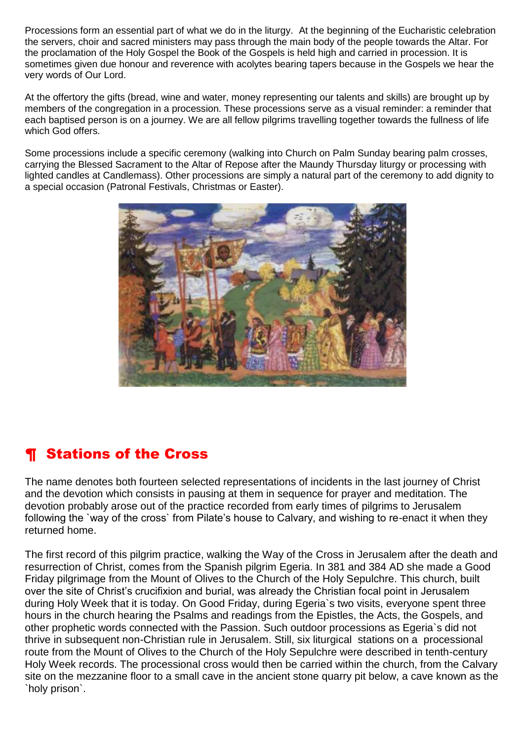Processions form an essential part of what we do in the liturgy. At the beginning of the Eucharistic celebration the servers, choir and sacred ministers may pass through the main body of the people towards the Altar. For the proclamation of the Holy Gospel the Book of the Gospels is held high and carried in procession. It is sometimes given due honour and reverence with acolytes bearing tapers because in the Gospels we hear the very words of Our Lord.

At the offertory the gifts (bread, wine and water, money representing our talents and skills) are brought up by members of the congregation in a procession. These processions serve as a visual reminder: a reminder that each baptised person is on a journey. We are all fellow pilgrims travelling together towards the fullness of life which God offers.

Some processions include a specific ceremony (walking into Church on Palm Sunday bearing palm crosses, carrying the Blessed Sacrament to the Altar of Repose after the Maundy Thursday liturgy or processing with lighted candles at Candlemass). Other processions are simply a natural part of the ceremony to add dignity to a special occasion (Patronal Festivals, Christmas or Easter).

## ¶ Stations of the Cross

The name denotes both fourteen selected representations of incidents in the last journey of Christ and the devotion which consists in pausing at them in sequence for prayer and meditation. The devotion probably arose out of the practice recorded from early times of pilgrims to Jerusalem following the `way of the cross` from Pilate's house to Calvary, and wishing to re-enact it when they returned home.

The first record of this pilgrim practice, walking the Way of the Cross in Jerusalem after the death and resurrection of Christ, comes from the Spanish pilgrim Egeria. In 381 and 384 AD she made a Good Friday pilgrimage from the Mount of Olives to the Church of the Holy Sepulchre. This church, built over the site of Christ's crucifixion and burial, was already the Christian focal point in Jerusalem during Holy Week that it is today. On Good Friday, during Egeria`s two visits, everyone spent three hours in the church hearing the Psalms and readings from the Epistles, the Acts, the Gospels, and other prophetic words connected with the Passion. Such outdoor processions as Egeria`s did not thrive in subsequent non-Christian rule in Jerusalem. Still, six liturgical stations on a processional route from the Mount of Olives to the Church of the Holy Sepulchre were described in tenth-century Holy Week records. The processional cross would then be carried within the church, from the Calvary site on the mezzanine floor to a small cave in the ancient stone quarry pit below, a cave known as the `holy prison`.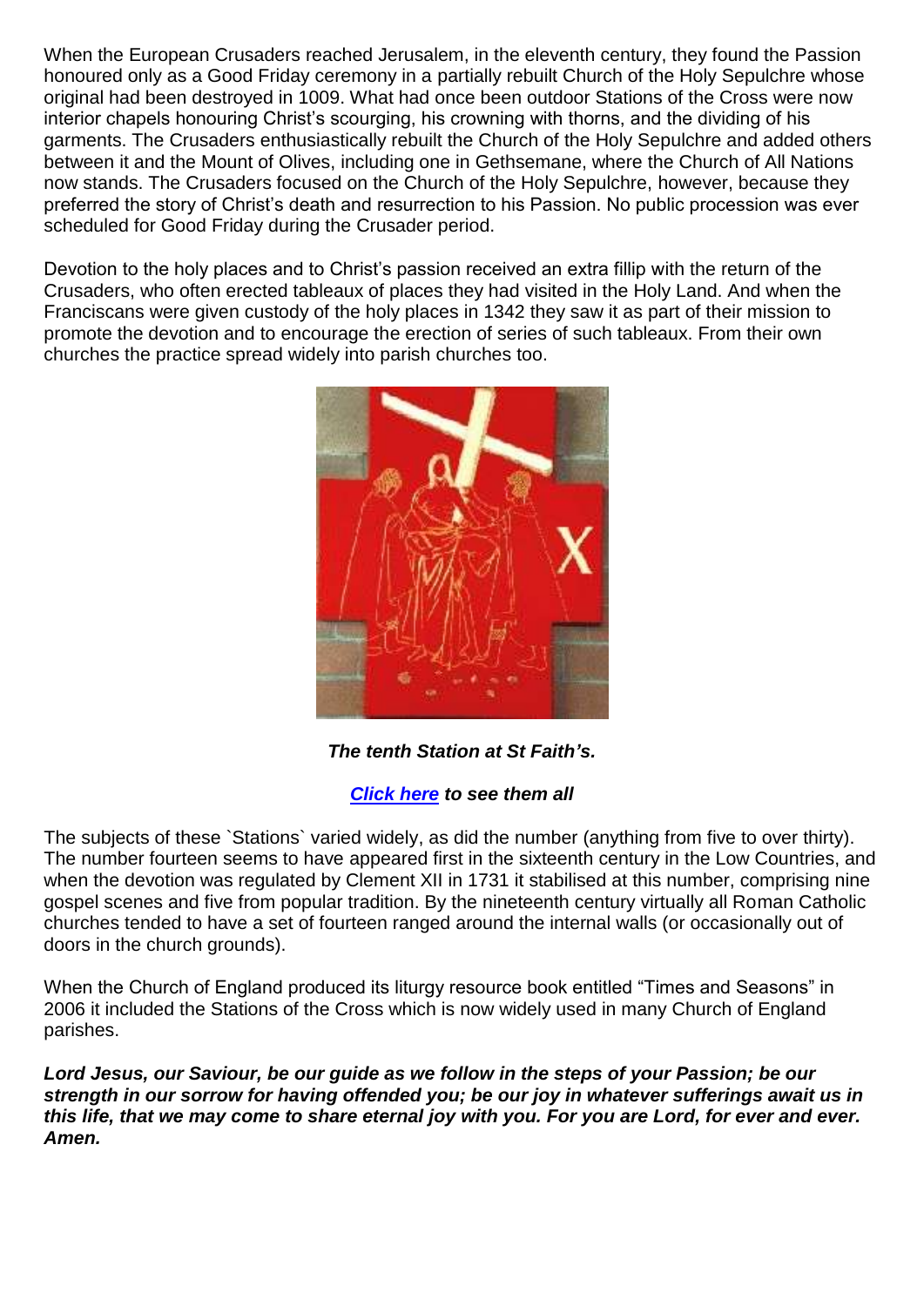When the European Crusaders reached Jerusalem, in the eleventh century, they found the Passion honoured only as a Good Friday ceremony in a partially rebuilt Church of the Holy Sepulchre whose original had been destroyed in 1009. What had once been outdoor Stations of the Cross were now interior chapels honouring Christ's scourging, his crowning with thorns, and the dividing of his garments. The Crusaders enthusiastically rebuilt the Church of the Holy Sepulchre and added others between it and the Mount of Olives, including one in Gethsemane, where the Church of All Nations now stands. The Crusaders focused on the Church of the Holy Sepulchre, however, because they preferred the story of Christ's death and resurrection to his Passion. No public procession was ever scheduled for Good Friday during the Crusader period.

Devotion to the holy places and to Christ's passion received an extra fillip with the return of the Crusaders, who often erected tableaux of places they had visited in the Holy Land. And when the Franciscans were given custody of the holy places in 1342 they saw it as part of their mission to promote the devotion and to encourage the erection of series of such tableaux. From their own churches the practice spread widely into parish churches too.

***The tenth Station at St Faith's.***

***Click here to see them all***

The subjects of these `Stations` varied widely, as did the number (anything from five to over thirty). The number fourteen seems to have appeared first in the sixteenth century in the Low Countries, and when the devotion was regulated by Clement XII in 1731 it stabilised at this number, comprising nine gospel scenes and five from popular tradition. By the nineteenth century virtually all Roman Catholic churches tended to have a set of fourteen ranged around the internal walls (or occasionally out of doors in the church grounds).

When the Church of England produced its liturgy resource book entitled "Times and Seasons" in 2006 it included the Stations of the Cross which is now widely used in many Church of England parishes.

***Lord Jesus, our Saviour, be our guide as we follow in the steps of your Passion; be our strength in our sorrow for having offended you; be our joy in whatever sufferings await us in this life, that we may come to share eternal joy with you. For you are Lord, for ever and ever. Amen.***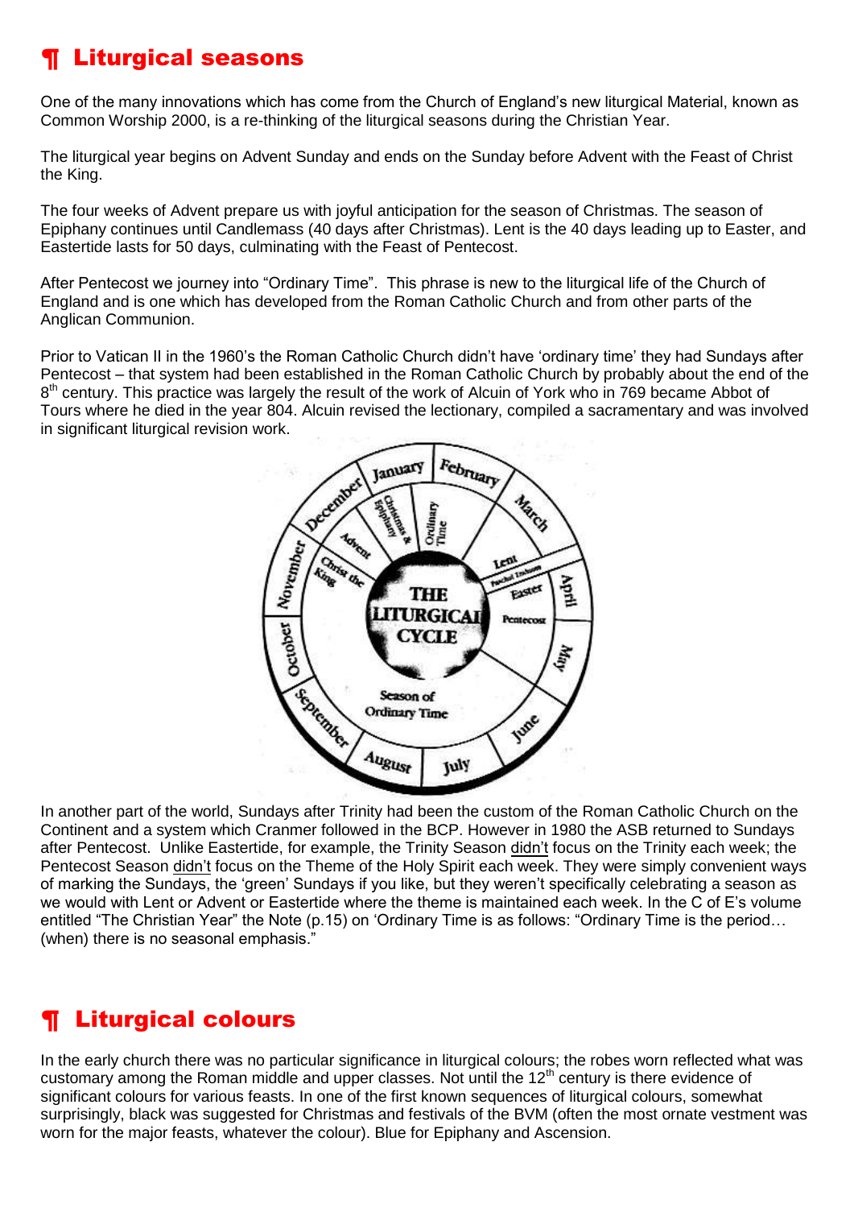## ¶ Liturgical seasons

One of the many innovations which has come from the Church of England's new liturgical Material, known as Common Worship 2000, is a re-thinking of the liturgical seasons during the Christian Year.

The liturgical year begins on Advent Sunday and ends on the Sunday before Advent with the Feast of Christ the King.

The four weeks of Advent prepare us with joyful anticipation for the season of Christmas. The season of Epiphany continues until Candlemass (40 days after Christmas). Lent is the 40 days leading up to Easter, and Eastertide lasts for 50 days, culminating with the Feast of Pentecost.

After Pentecost we journey into "Ordinary Time". This phrase is new to the liturgical life of the Church of England and is one which has developed from the Roman Catholic Church and from other parts of the Anglican Communion.

Prior to Vatican II in the 1960's the Roman Catholic Church didn't have 'ordinary time' they had Sundays after Pentecost – that system had been established in the Roman Catholic Church by probably about the end of the 8th century. This practice was largely the result of the work of Alcuin of York who in 769 became Abbot of Tours where he died in the year 804. Alcuin revised the lectionary, compiled a sacramentary and was involved in significant liturgical revision work.

In another part of the world, Sundays after Trinity had been the custom of the Roman Catholic Church on the Continent and a system which Cranmer followed in the BCP. However in 1980 the ASB returned to Sundays after Pentecost. Unlike Eastertide, for example, the Trinity Season didn't focus on the Trinity each week; the Pentecost Season didn't focus on the Theme of the Holy Spirit each week. They were simply convenient ways of marking the Sundays, the 'green' Sundays if you like, but they weren't specifically celebrating a season as we would with Lent or Advent or Eastertide where the theme is maintained each week. In the C of E's volume entitled "The Christian Year" the Note (p.15) on 'Ordinary Time is as follows: "Ordinary Time is the period… (when) there is no seasonal emphasis."

## ¶ Liturgical colours

In the early church there was no particular significance in liturgical colours; the robes worn reflected what was customary among the Roman middle and upper classes. Not until the 12th century is there evidence of significant colours for various feasts. In one of the first known sequences of liturgical colours, somewhat surprisingly, black was suggested for Christmas and festivals of the BVM (often the most ornate vestment was worn for the major feasts, whatever the colour). Blue for Epiphany and Ascension.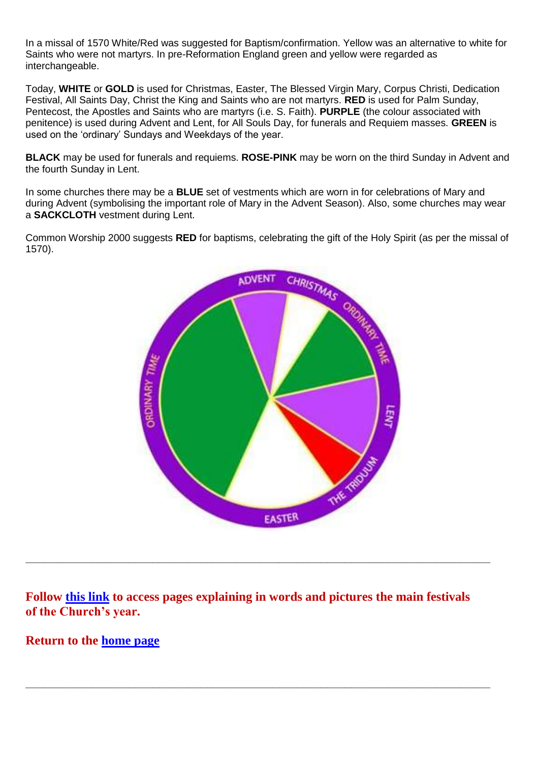In a missal of 1570 White/Red was suggested for Baptism/confirmation. Yellow was an alternative to white for Saints who were not martyrs. In pre-Reformation England green and yellow were regarded as interchangeable.

Today, **WHITE** or **GOLD** is used for Christmas, Easter, The Blessed Virgin Mary, Corpus Christi, Dedication Festival, All Saints Day, Christ the King and Saints who are not martyrs. **RED** is used for Palm Sunday, Pentecost, the Apostles and Saints who are martyrs (i.e. S. Faith). **PURPLE** (the colour associated with penitence) is used during Advent and Lent, for All Souls Day, for funerals and Requiem masses. **GREEN** is used on the 'ordinary' Sundays and Weekdays of the year.

**BLACK** may be used for funerals and requiems. **ROSE-PINK** may be worn on the third Sunday in Advent and the fourth Sunday in Lent.

In some churches there may be a **BLUE** set of vestments which are worn in for celebrations of Mary and during Advent (symbolising the important role of Mary in the Advent Season). Also, some churches may wear a **SACKCLOTH** vestment during Lent.

Common Worship 2000 suggests **RED** for baptisms, celebrating the gift of the Holy Spirit (as per the missal of 1570).

ADVENT
CHRISTMAS
ORDINARY TIME
LENT
THE TRIDUUM
EASTER
ORDINARY TIME

---

**Follow [this link] to access pages explaining in words and pictures the main festivals of the Church's year.**

**Return to the [home page]**

---